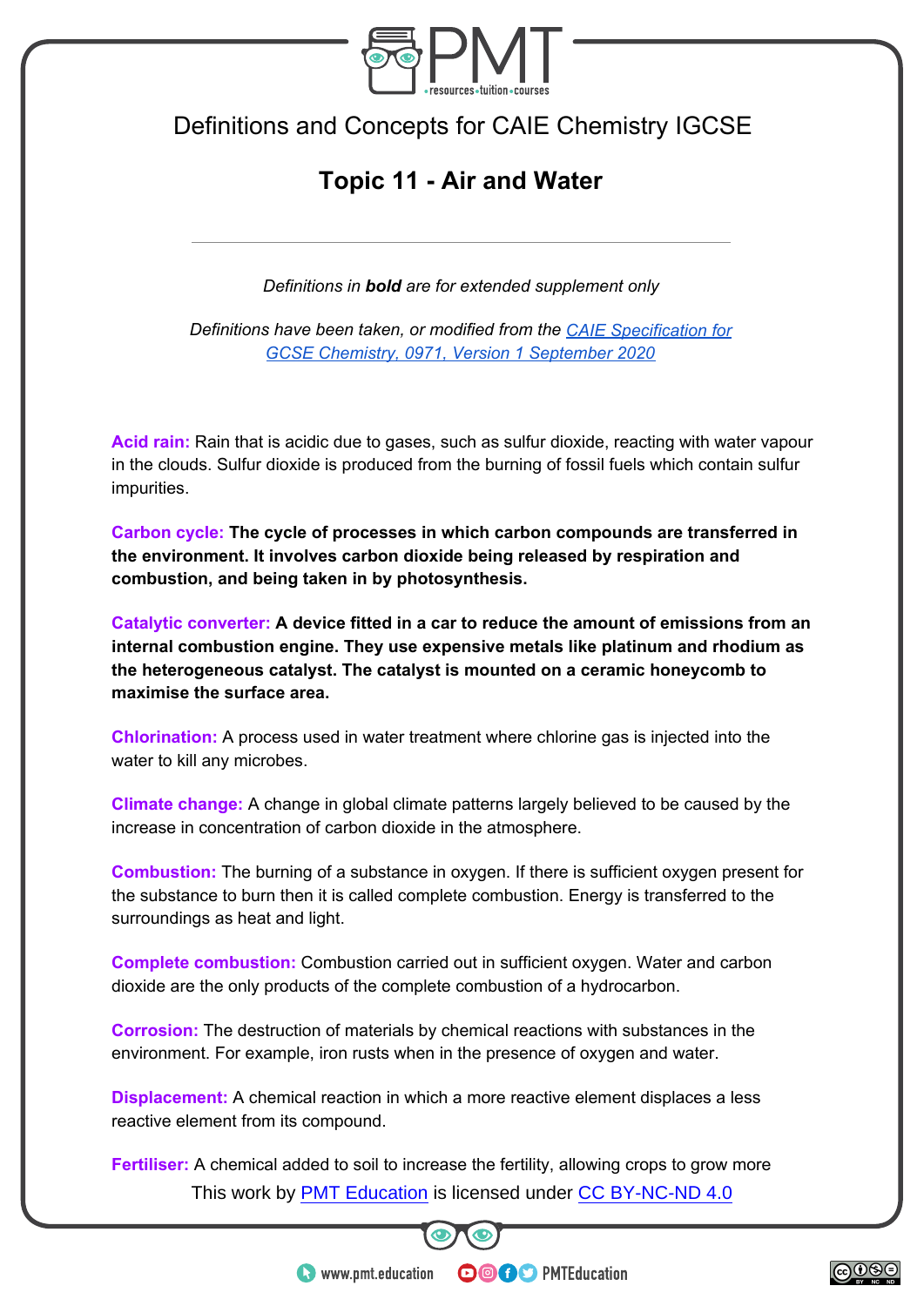# Definitions and Concepts for CAIE Chemistry IGCSE

## Topic 11 - Air and Water

*Definitions in **bold** are for extended supplement only*

*Definitions have been taken, or modified from the CAIE Specification for GCSE Chemistry, 0971, Version 1 September 2020*

**Acid rain:** Rain that is acidic due to gases, such as sulfur dioxide, reacting with water vapour in the clouds. Sulfur dioxide is produced from the burning of fossil fuels which contain sulfur impurities.

**Carbon cycle:** **The cycle of processes in which carbon compounds are transferred in the environment. It involves carbon dioxide being released by respiration and combustion, and being taken in by photosynthesis.**

**Catalytic converter:** **A device fitted in a car to reduce the amount of emissions from an internal combustion engine. They use expensive metals like platinum and rhodium as the heterogeneous catalyst. The catalyst is mounted on a ceramic honeycomb to maximise the surface area.**

**Chlorination:** A process used in water treatment where chlorine gas is injected into the water to kill any microbes.

**Climate change:** A change in global climate patterns largely believed to be caused by the increase in concentration of carbon dioxide in the atmosphere.

**Combustion:** The burning of a substance in oxygen. If there is sufficient oxygen present for the substance to burn then it is called complete combustion. Energy is transferred to the surroundings as heat and light.

**Complete combustion:** Combustion carried out in sufficient oxygen. Water and carbon dioxide are the only products of the complete combustion of a hydrocarbon.

**Corrosion:** The destruction of materials by chemical reactions with substances in the environment. For example, iron rusts when in the presence of oxygen and water.

**Displacement:** A chemical reaction in which a more reactive element displaces a less reactive element from its compound.

**Fertiliser:** A chemical added to soil to increase the fertility, allowing crops to grow more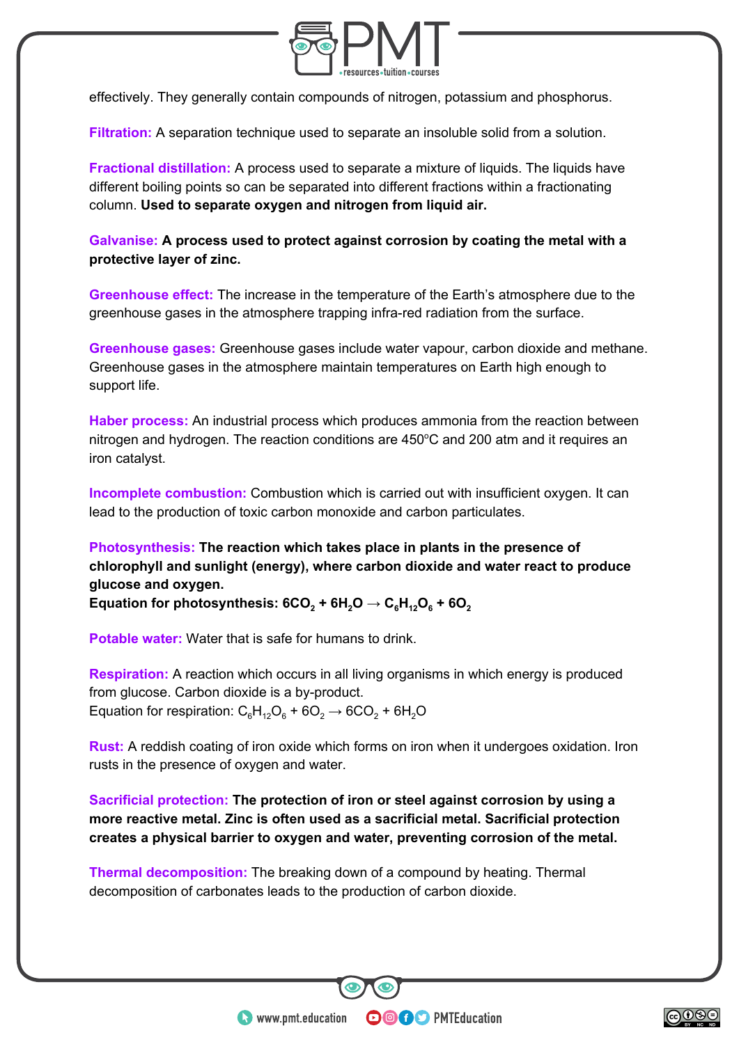effectively. They generally contain compounds of nitrogen, potassium and phosphorus.

**Filtration:** A separation technique used to separate an insoluble solid from a solution.

**Fractional distillation:** A process used to separate a mixture of liquids. The liquids have different boiling points so can be separated into different fractions within a fractionating column. **Used to separate oxygen and nitrogen from liquid air.**

**Galvanise:** **A process used to protect against corrosion by coating the metal with a protective layer of zinc.**

**Greenhouse effect:** The increase in the temperature of the Earth's atmosphere due to the greenhouse gases in the atmosphere trapping infra-red radiation from the surface.

**Greenhouse gases:** Greenhouse gases include water vapour, carbon dioxide and methane. Greenhouse gases in the atmosphere maintain temperatures on Earth high enough to support life.

**Haber process:** An industrial process which produces ammonia from the reaction between nitrogen and hydrogen. The reaction conditions are 450°C and 200 atm and it requires an iron catalyst.

**Incomplete combustion:** Combustion which is carried out with insufficient oxygen. It can lead to the production of toxic carbon monoxide and carbon particulates.

**Photosynthesis:** **The reaction which takes place in plants in the presence of chlorophyll and sunlight (energy), where carbon dioxide and water react to produce glucose and oxygen.**
**Equation for photosynthesis:** $6CO_2 + 6H_2O \rightarrow C_6H_{12}O_6 + 6O_2$

**Potable water:** Water that is safe for humans to drink.

**Respiration:** A reaction which occurs in all living organisms in which energy is produced from glucose. Carbon dioxide is a by-product.
Equation for respiration: $C_6H_{12}O_6 + 6O_2 \rightarrow 6CO_2 + 6H_2O$

**Rust:** A reddish coating of iron oxide which forms on iron when it undergoes oxidation. Iron rusts in the presence of oxygen and water.

**Sacrificial protection:** **The protection of iron or steel against corrosion by using a more reactive metal. Zinc is often used as a sacrificial metal. Sacrificial protection creates a physical barrier to oxygen and water, preventing corrosion of the metal.**

**Thermal decomposition:** The breaking down of a compound by heating. Thermal decomposition of carbonates leads to the production of carbon dioxide.